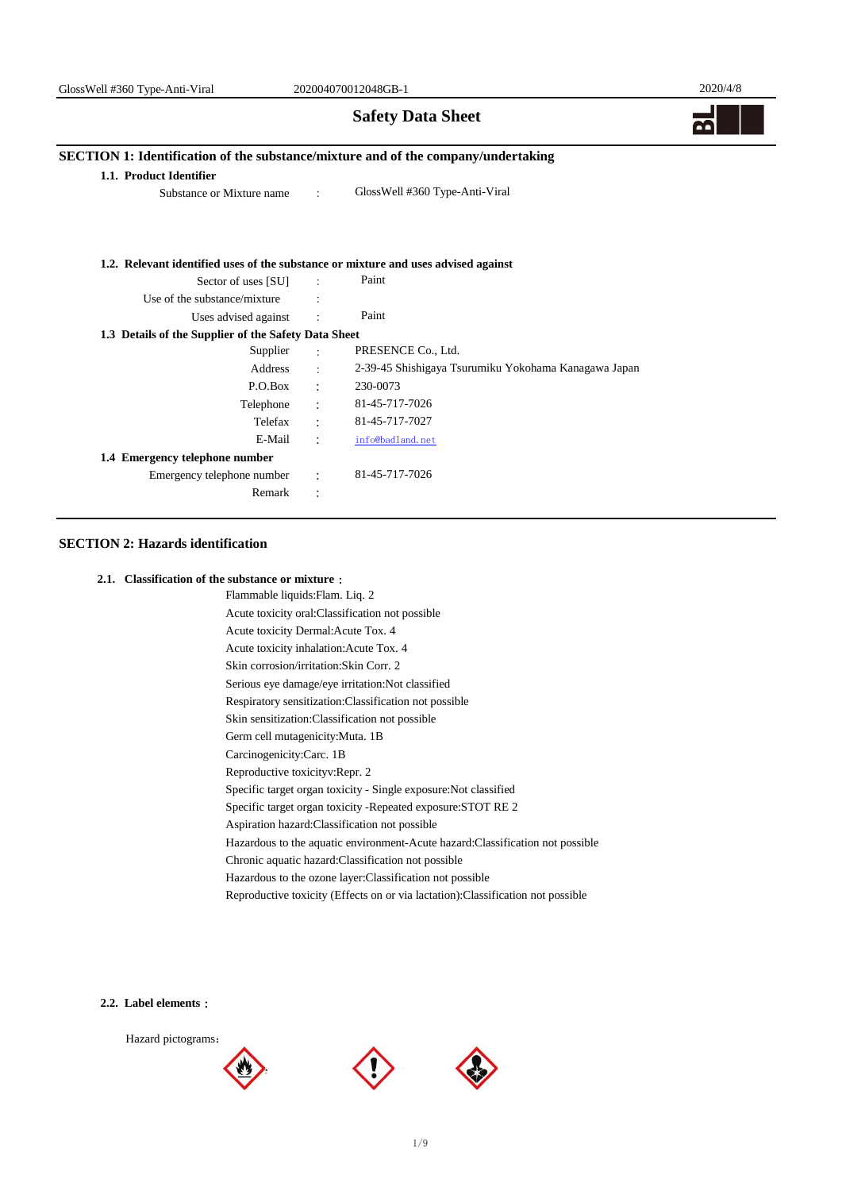# Safety Data Sheet

## SECTION 1: Identification of the substance/mixture and of the company/undertaking

### 1.1. Product Identifier

Substance or Mixture name : GlossWell #360 Type-Anti-Viral

### 1.2. Relevant identified uses of the substance or mixture and uses advised against

Sector of uses [SU] : Paint

Use of the substance/mixture :

Uses advised against : Paint

### 1.3 Details of the Supplier of the Safety Data Sheet

Supplier : PRESENCE Co., Ltd.

Address : 2-39-45 Shishigaya Tsurumiku Yokohama Kanagawa Japan

P.O.Box : 230-0073

Telephone : 81-45-717-7026

Telefax : 81-45-717-7027

E-Mail : info@badland.net

### 1.4 Emergency telephone number

Emergency telephone number : 81-45-717-7026

Remark :

## SECTION 2: Hazards identification

### 2.1. Classification of the substance or mixture :

Flammable liquids:Flam. Liq. 2
Acute toxicity oral:Classification not possible
Acute toxicity Dermal:Acute Tox. 4
Acute toxicity inhalation:Acute Tox. 4
Skin corrosion/irritation:Skin Corr. 2
Serious eye damage/eye irritation:Not classified
Respiratory sensitization:Classification not possible
Skin sensitization:Classification not possible
Germ cell mutagenicity:Muta. 1B
Carcinogenicity:Carc. 1B
Reproductive toxicityv:Repr. 2
Specific target organ toxicity - Single exposure:Not classified
Specific target organ toxicity -Repeated exposure:STOT RE 2
Aspiration hazard:Classification not possible
Hazardous to the aquatic environment-Acute hazard:Classification not possible
Chronic aquatic hazard:Classification not possible
Hazardous to the ozone layer:Classification not possible
Reproductive toxicity (Effects on or via lactation):Classification not possible

### 2.2. Label elements :

Hazard pictograms: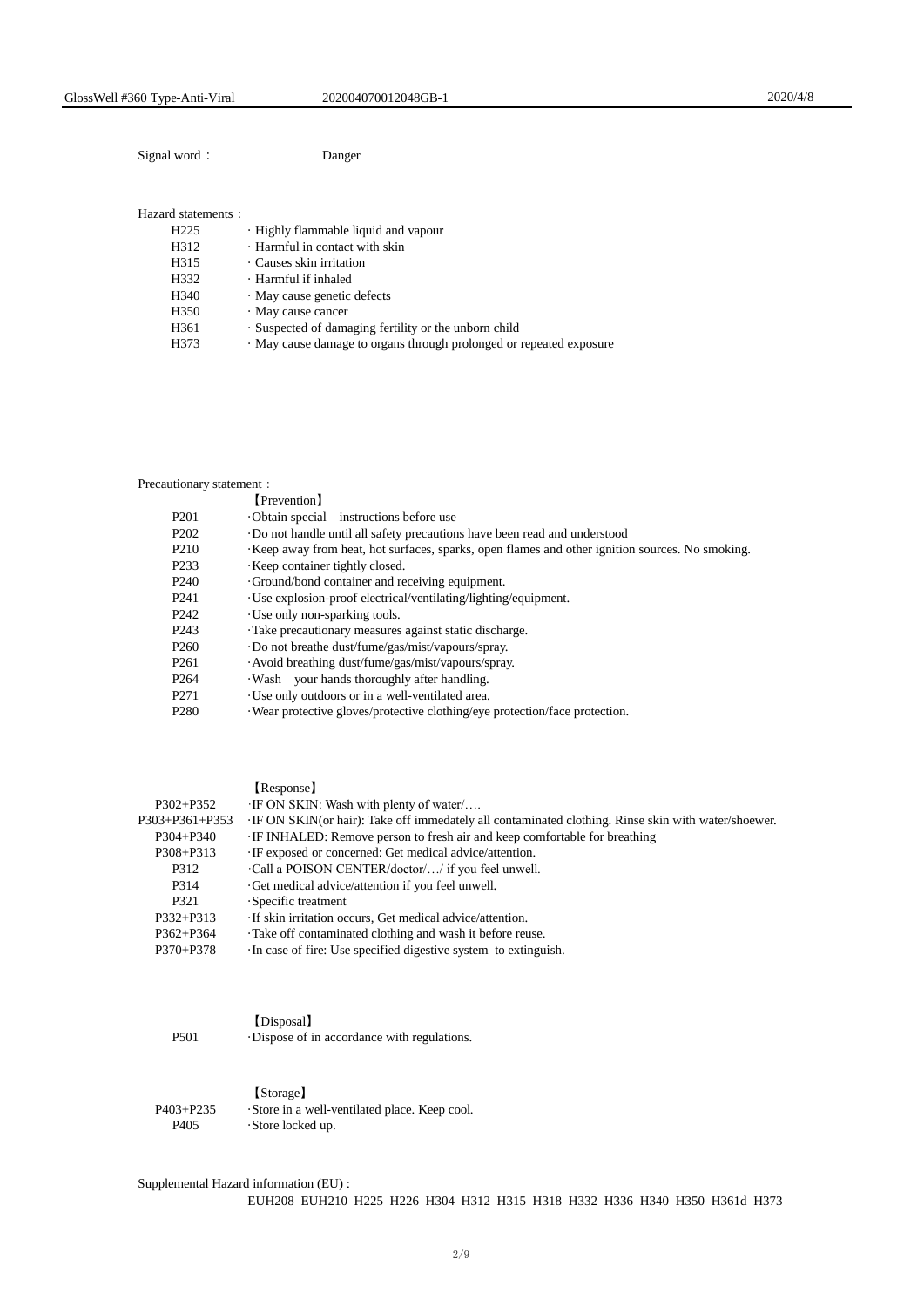Signal word： Danger

Hazard statements：

| | |
|---|---|
| H225 | · Highly flammable liquid and vapour |
| H312 | · Harmful in contact with skin |
| H315 | · Causes skin irritation |
| H332 | · Harmful if inhaled |
| H340 | · May cause genetic defects |
| H350 | · May cause cancer |
| H361 | · Suspected of damaging fertility or the unborn child |
| H373 | · May cause damage to organs through prolonged or repeated exposure |

Precautionary statement：

【Prevention】

| | |
|---|---|
| P201 | ·Obtain special instructions before use |
| P202 | ·Do not handle until all safety precautions have been read and understood |
| P210 | ·Keep away from heat, hot surfaces, sparks, open flames and other ignition sources. No smoking. |
| P233 | ·Keep container tightly closed. |
| P240 | ·Ground/bond container and receiving equipment. |
| P241 | ·Use explosion-proof electrical/ventilating/lighting/equipment. |
| P242 | ·Use only non-sparking tools. |
| P243 | ·Take precautionary measures against static discharge. |
| P260 | ·Do not breathe dust/fume/gas/mist/vapours/spray. |
| P261 | ·Avoid breathing dust/fume/gas/mist/vapours/spray. |
| P264 | ·Wash your hands thoroughly after handling. |
| P271 | ·Use only outdoors or in a well-ventilated area. |
| P280 | ·Wear protective gloves/protective clothing/eye protection/face protection. |

【Response】

| | |
|---|---|
| P302+P352 | ·IF ON SKIN: Wash with plenty of water/…. |
| P303+P361+P353 | ·IF ON SKIN(or hair): Take off immedately all contaminated clothing. Rinse skin with water/shoewer. |
| P304+P340 | ·IF INHALED: Remove person to fresh air and keep comfortable for breathing |
| P308+P313 | ·IF exposed or concerned: Get medical advice/attention. |
| P312 | ·Call a POISON CENTER/doctor/…/ if you feel unwell. |
| P314 | ·Get medical advice/attention if you feel unwell. |
| P321 | ·Specific treatment |
| P332+P313 | ·If skin irritation occurs, Get medical advice/attention. |
| P362+P364 | ·Take off contaminated clothing and wash it before reuse. |
| P370+P378 | ·In case of fire: Use specified digestive system to extinguish. |

【Disposal】

| | |
|---|---|
| P501 | ·Dispose of in accordance with regulations. |

【Storage】

| | |
|---|---|
| P403+P235 | ·Store in a well-ventilated place. Keep cool. |
| P405 | ·Store locked up. |

Supplemental Hazard information (EU) :

EUH208 EUH210 H225 H226 H304 H312 H315 H318 H332 H336 H340 H350 H361d H373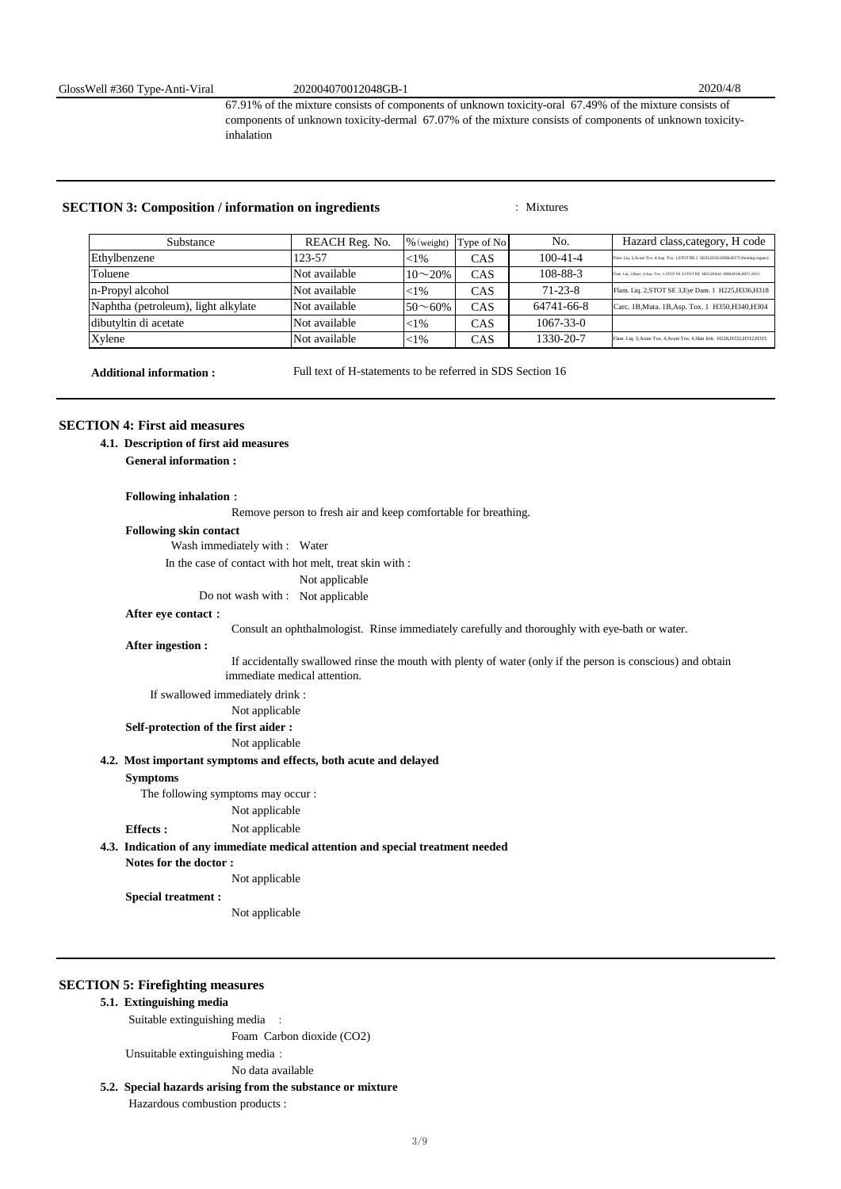67.91% of the mixture consists of components of unknown toxicity-oral 67.49% of the mixture consists of components of unknown toxicity-dermal 67.07% of the mixture consists of components of unknown toxicity-inhalation

## SECTION 3: Composition / information on ingredients

: Mixtures

| Substance | REACH Reg. No. | %(weight) | Type of No | No. | Hazard class,category, H code |
|---|---|---|---|---|---|
| Ethylbenzene | 123-57 | <1% | CAS | 100-41-4 | Flam. Liq. 2,Acute Tox. 4,Asp. Tox. 1,STOT RE 2 H225,H332,H304,H373 (hearing organs) |
| Toluene | Not available | 10～20% | CAS | 108-88-3 | Flam. Liq. 2,Repr. 2,Asp. Tox. 1,STOT SE 3,STOT RE H225,H361d,H304,H336,H373,H315 |
| n-Propyl alcohol | Not available | <1% | CAS | 71-23-8 | Flam. Liq. 2,STOT SE 3,Eye Dam. 1 H225,H336,H318 |
| Naphtha (petroleum), light alkylate | Not available | 50～60% | CAS | 64741-66-8 | Carc. 1B,Muta. 1B,Asp. Tox. 1 H350,H340,H304 |
| dibutyltin di acetate | Not available | <1% | CAS | 1067-33-0 | |
| Xylene | Not available | <1% | CAS | 1330-20-7 | Flam. Liq. 3,Acute Tox. 4,Acute Tox. 4,Skin Irrit. H226,H332,H312,H315 |

**Additional information :** Full text of H-statements to be referred in SDS Section 16

## SECTION 4: First aid measures

### 4.1. Description of first aid measures

**General information :**

**Following inhalation :**

Remove person to fresh air and keep comfortable for breathing.

**Following skin contact**

Wash immediately with : Water

In the case of contact with hot melt, treat skin with :

Not applicable

Do not wash with : Not applicable

**After eye contact :**

Consult an ophthalmologist. Rinse immediately carefully and thoroughly with eye-bath or water.

**After ingestion :**

If accidentally swallowed rinse the mouth with plenty of water (only if the person is conscious) and obtain immediate medical attention.

If swallowed immediately drink :

Not applicable

**Self-protection of the first aider :**

Not applicable

### 4.2. Most important symptoms and effects, both acute and delayed

**Symptoms**

The following symptoms may occur :

Not applicable

**Effects :** Not applicable

### 4.3. Indication of any immediate medical attention and special treatment needed

**Notes for the doctor :**

Not applicable

**Special treatment :**

Not applicable

## SECTION 5: Firefighting measures

### 5.1. Extinguishing media

Suitable extinguishing media :

Foam Carbon dioxide ($CO_2$)

Unsuitable extinguishing media :

No data available

### 5.2. Special hazards arising from the substance or mixture

Hazardous combustion products :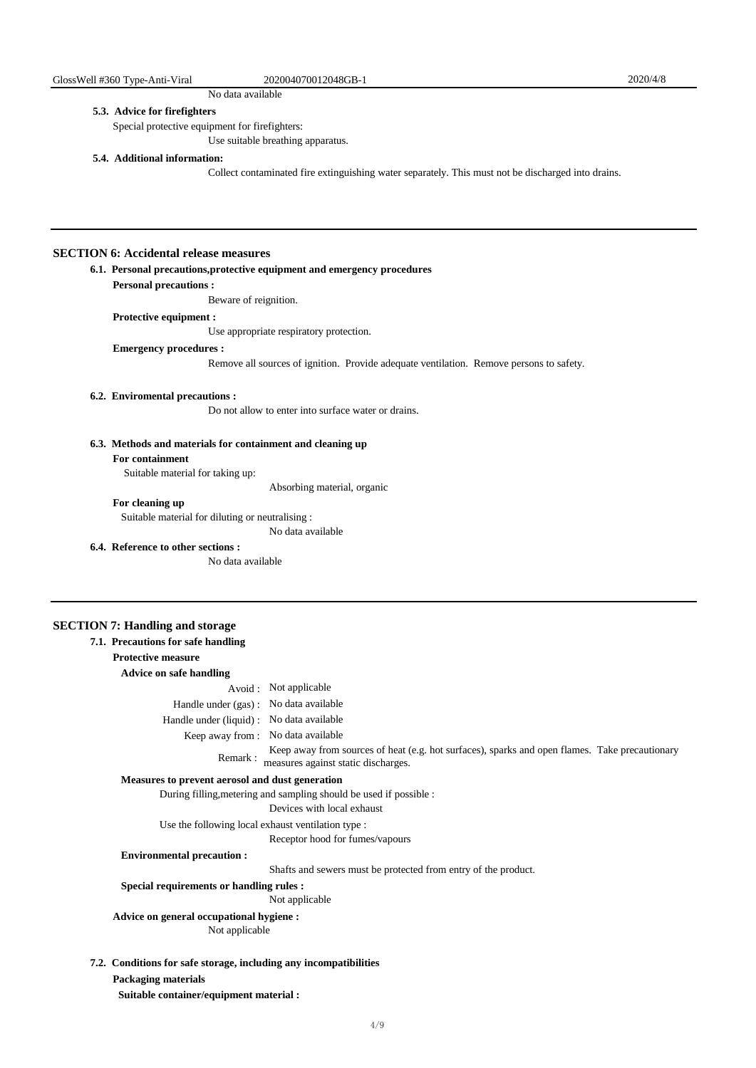No data available

### 5.3. Advice for firefighters

Special protective equipment for firefighters:

Use suitable breathing apparatus.

### 5.4. Additional information:

Collect contaminated fire extinguishing water separately. This must not be discharged into drains.

## SECTION 6: Accidental release measures

### 6.1. Personal precautions,protective equipment and emergency procedures

**Personal precautions :**

Beware of reignition.

**Protective equipment :**

Use appropriate respiratory protection.

**Emergency procedures :**

Remove all sources of ignition. Provide adequate ventilation. Remove persons to safety.

### 6.2. Enviromental precautions :

Do not allow to enter into surface water or drains.

### 6.3. Methods and materials for containment and cleaning up

**For containment**

Suitable material for taking up:

Absorbing material, organic

**For cleaning up**

Suitable material for diluting or neutralising :

No data available

### 6.4. Reference to other sections :

No data available

## SECTION 7: Handling and storage

### 7.1. Precautions for safe handling

**Protective measure**

**Advice on safe handling**

Avoid : Not applicable

Handle under (gas) : No data available

Handle under (liquid) : No data available

Keep away from : No data available

Remark : Keep away from sources of heat (e.g. hot surfaces), sparks and open flames. Take precautionary measures against static discharges.

**Measures to prevent aerosol and dust generation**

During filling,metering and sampling should be used if possible :

Devices with local exhaust

Use the following local exhaust ventilation type :

Receptor hood for fumes/vapours

**Environmental precaution :**

Shafts and sewers must be protected from entry of the product.

**Special requirements or handling rules :**

Not applicable

**Advice on general occupational hygiene :**

Not applicable

### 7.2. Conditions for safe storage, including any incompatibilities

**Packaging materials**

**Suitable container/equipment material :**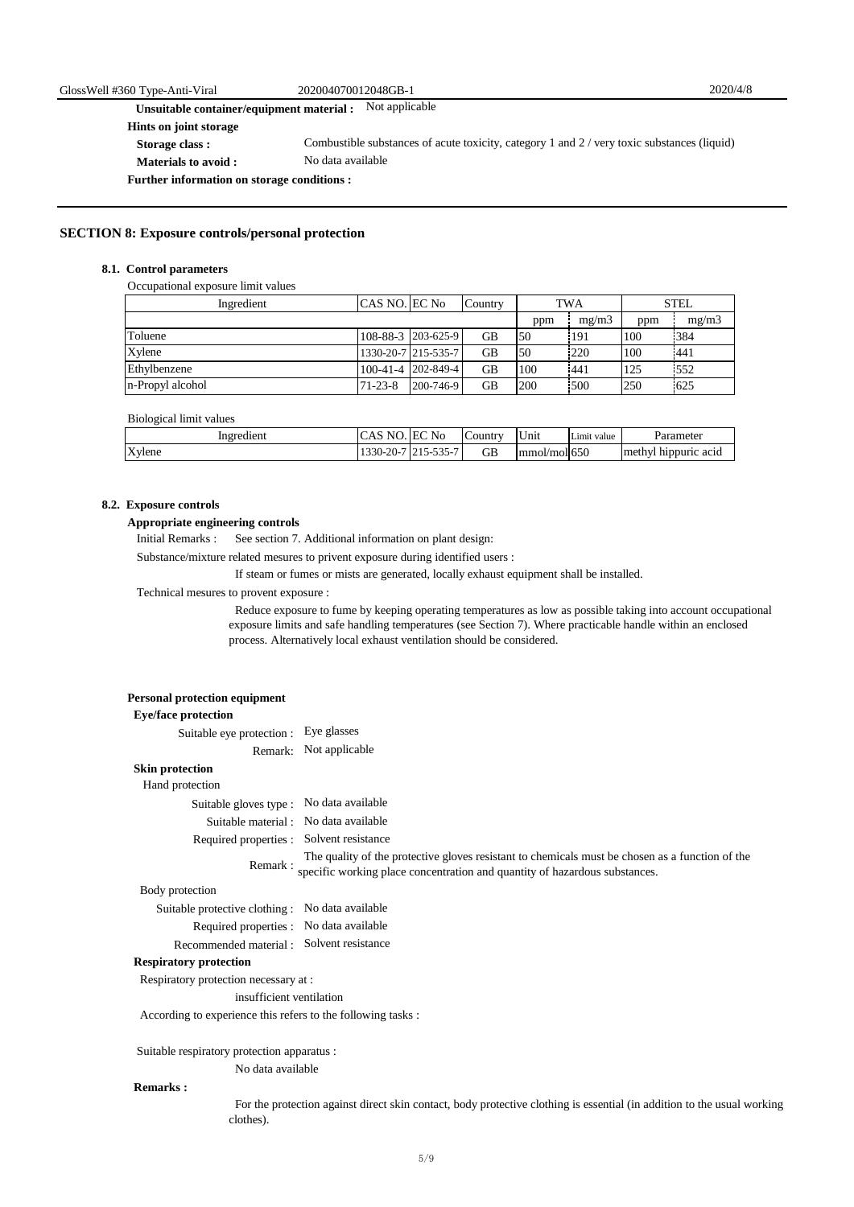**Unsuitable container/equipment material :** Not applicable

**Hints on joint storage**

**Storage class :** Combustible substances of acute toxicity, category 1 and 2 / very toxic substances (liquid)

**Materials to avoid :** No data available

**Further information on storage conditions :**

## SECTION 8: Exposure controls/personal protection

### 8.1. Control parameters

Occupational exposure limit values

| Ingredient | CAS NO. | EC No | Country | TWA | | STEL | |
|---|---|---|---|---|---|---|---|
| | | | | ppm | mg/m3 | ppm | mg/m3 |
| Toluene | 108-88-3 | 203-625-9 | GB | 50 | 191 | 100 | 384 |
| Xylene | 1330-20-7 | 215-535-7 | GB | 50 | 220 | 100 | 441 |
| Ethylbenzene | 100-41-4 | 202-849-4 | GB | 100 | 441 | 125 | 552 |
| n-Propyl alcohol | 71-23-8 | 200-746-9 | GB | 200 | 500 | 250 | 625 |

Biological limit values

| Ingredient | CAS NO. | EC No | Country | Unit | Limit value | Parameter |
|---|---|---|---|---|---|---|
| Xylene | 1330-20-7 | 215-535-7 | GB | mmol/mol | 650 | methyl hippuric acid |

### 8.2. Exposure controls

**Appropriate engineering controls**

Initial Remarks : See section 7. Additional information on plant design:

Substance/mixture related mesures to privent exposure during identified users :

If steam or fumes or mists are generated, locally exhaust equipment shall be installed.

Technical mesures to provent exposure :

Reduce exposure to fume by keeping operating temperatures as low as possible taking into account occupational exposure limits and safe handling temperatures (see Section 7). Where practicable handle within an enclosed process. Alternatively local exhaust ventilation should be considered.

**Personal protection equipment**

**Eye/face protection**

Suitable eye protection : Eye glasses

Remark: Not applicable

**Skin protection**

Hand protection

Suitable gloves type : No data available

Suitable material : No data available

Required properties : Solvent resistance

Remark : The quality of the protective gloves resistant to chemicals must be chosen as a function of the specific working place concentration and quantity of hazardous substances.

Body protection

Suitable protective clothing : No data available

Required properties : No data available

Recommended material : Solvent resistance

**Respiratory protection**

Respiratory protection necessary at :

insufficient ventilation

According to experience this refers to the following tasks :

Suitable respiratory protection apparatus :

No data available

**Remarks :**

For the protection against direct skin contact, body protective clothing is essential (in addition to the usual working clothes).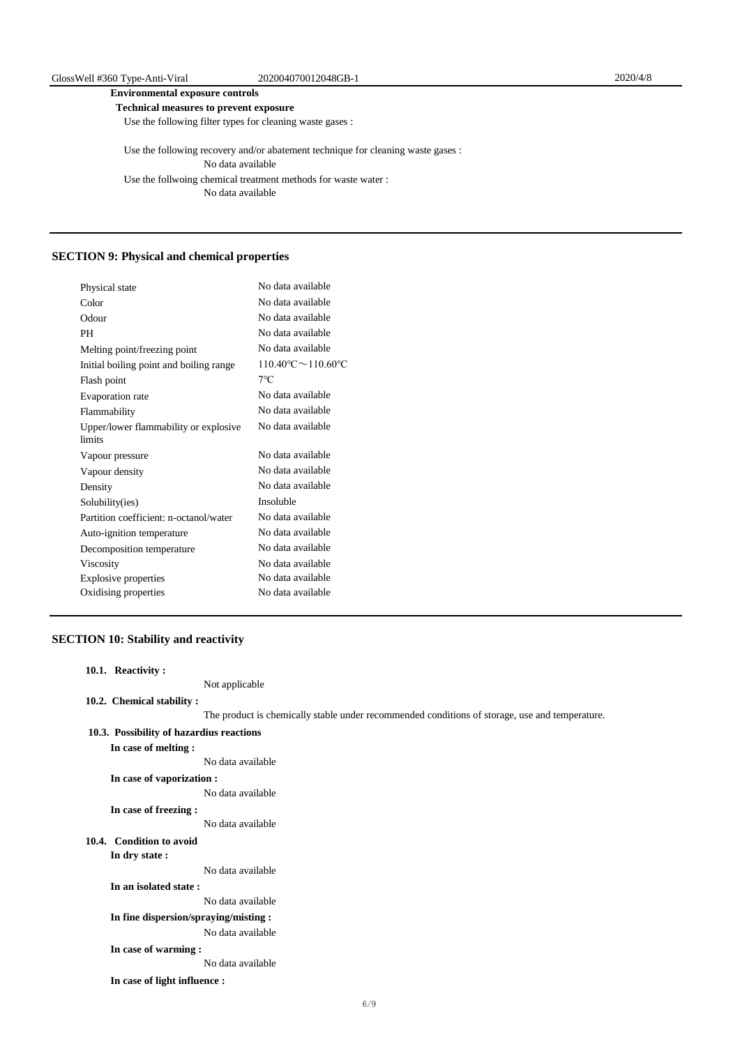**Environmental exposure controls**

**Technical measures to prevent exposure**

Use the following filter types for cleaning waste gases :

Use the following recovery and/or abatement technique for cleaning waste gases :

No data available

Use the follwoing chemical treatment methods for waste water :

No data available

## SECTION 9: Physical and chemical properties

| | |
|---|---|
| Physical state | No data available |
| Color | No data available |
| Odour | No data available |
| PH | No data available |
| Melting point/freezing point | No data available |
| Initial boiling point and boiling range | 110.40℃～110.60℃ |
| Flash point | 7℃ |
| Evaporation rate | No data available |
| Flammability | No data available |
| Upper/lower flammability or explosive limits | No data available |
| Vapour pressure | No data available |
| Vapour density | No data available |
| Density | No data available |
| Solubility(ies) | Insoluble |
| Partition coefficient: n-octanol/water | No data available |
| Auto-ignition temperature | No data available |
| Decomposition temperature | No data available |
| Viscosity | No data available |
| Explosive properties | No data available |
| Oxidising properties | No data available |

## SECTION 10: Stability and reactivity

**10.1. Reactivity :**

Not applicable

**10.2. Chemical stability :**

The product is chemically stable under recommended conditions of storage, use and temperature.

**10.3. Possibility of hazardius reactions**

**In case of melting :**

No data available

**In case of vaporization :**

No data available

**In case of freezing :**

No data available

**10.4. Condition to avoid**

**In dry state :**

No data available

**In an isolated state :**

No data available

**In fine dispersion/spraying/misting :**

No data available

**In case of warming :**

No data available

**In case of light influence :**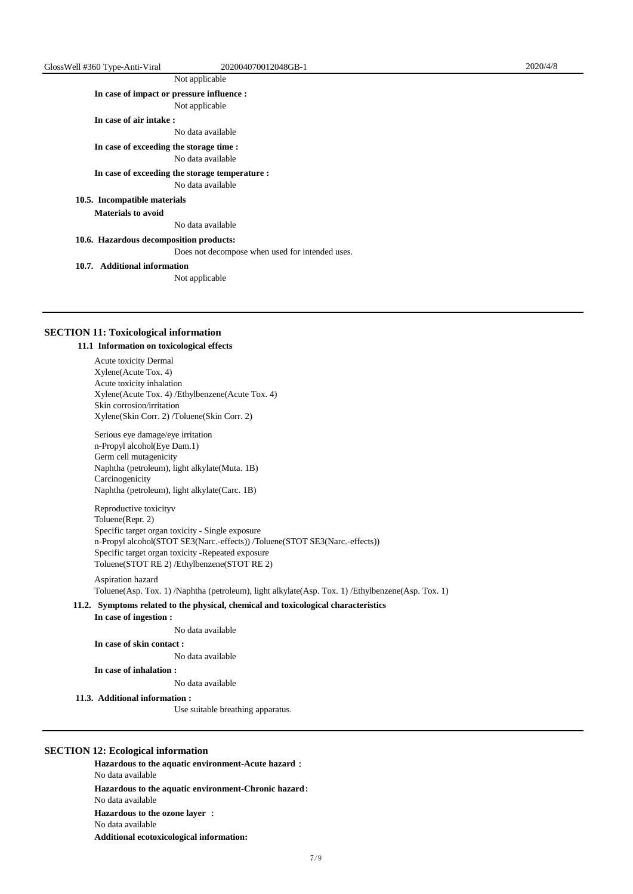Not applicable

**In case of impact or pressure influence :**

Not applicable

**In case of air intake :**

No data available

**In case of exceeding the storage time :**

No data available

**In case of exceeding the storage temperature :**

No data available

**10.5. Incompatible materials**

**Materials to avoid**

No data available

**10.6. Hazardous decomposition products:**

Does not decompose when used for intended uses.

**10.7. Additional information**

Not applicable

## SECTION 11: Toxicological information

**11.1 Information on toxicological effects**

Acute toxicity Dermal
Xylene(Acute Tox. 4)
Acute toxicity inhalation
Xylene(Acute Tox. 4) /Ethylbenzene(Acute Tox. 4)
Skin corrosion/irritation
Xylene(Skin Corr. 2) /Toluene(Skin Corr. 2)

Serious eye damage/eye irritation
n-Propyl alcohol(Eye Dam.1)
Germ cell mutagenicity
Naphtha (petroleum), light alkylate(Muta. 1B)
Carcinogenicity
Naphtha (petroleum), light alkylate(Carc. 1B)

Reproductive toxicityv
Toluene(Repr. 2)
Specific target organ toxicity - Single exposure
n-Propyl alcohol(STOT SE3(Narc.-effects)) /Toluene(STOT SE3(Narc.-effects))
Specific target organ toxicity -Repeated exposure
Toluene(STOT RE 2) /Ethylbenzene(STOT RE 2)

Aspiration hazard
Toluene(Asp. Tox. 1) /Naphtha (petroleum), light alkylate(Asp. Tox. 1) /Ethylbenzene(Asp. Tox. 1)

**11.2. Symptoms related to the physical, chemical and toxicological characteristics**

**In case of ingestion :**

No data available

**In case of skin contact :**

No data available

**In case of inhalation :**

No data available

**11.3. Additional information :**

Use suitable breathing apparatus.

## SECTION 12: Ecological information

**Hazardous to the aquatic environment-Acute hazard ：**
No data available

**Hazardous to the aquatic environment-Chronic hazard：**
No data available

**Hazardous to the ozone layer ：**
No data available

**Additional ecotoxicological information:**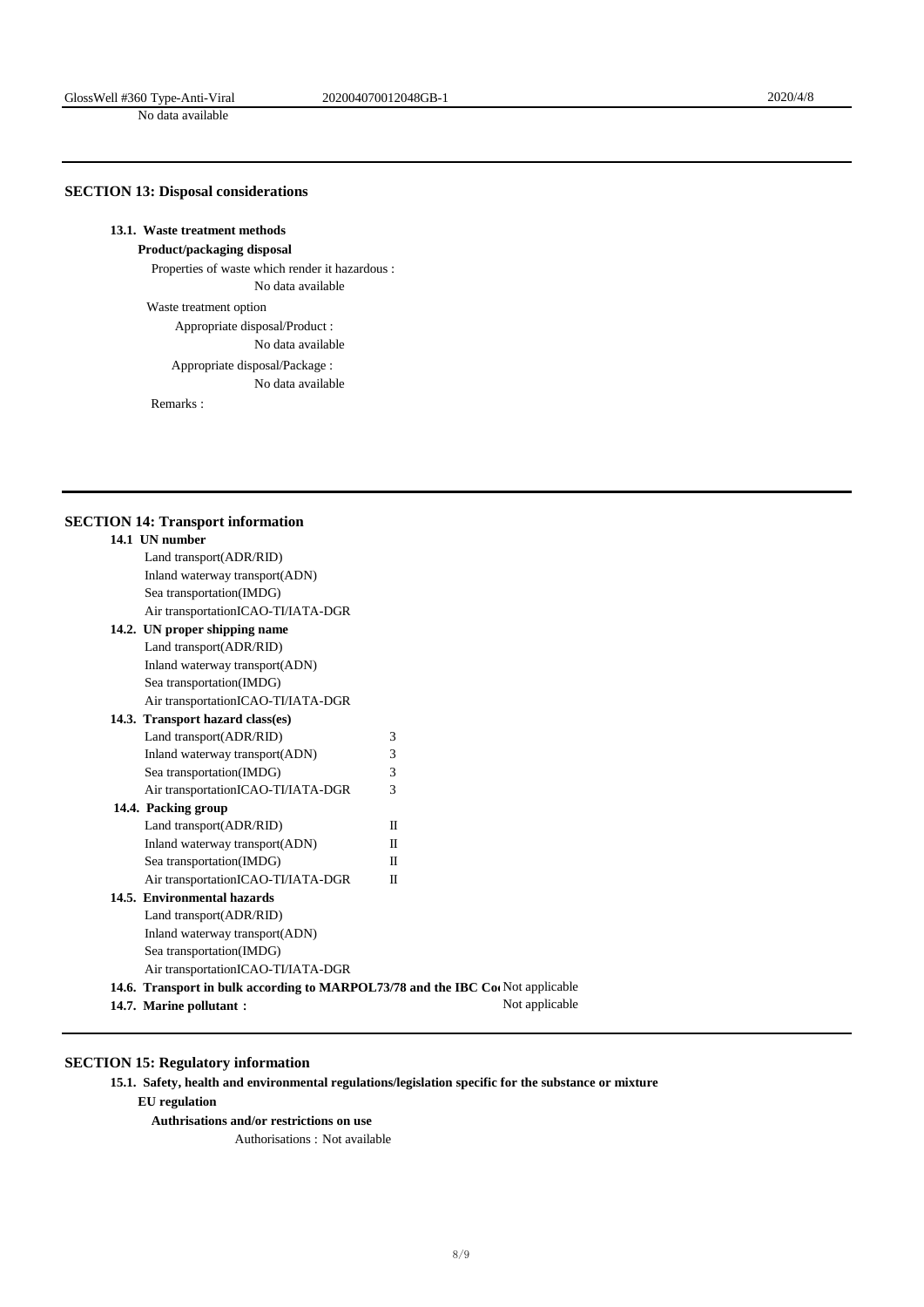No data available

## SECTION 13: Disposal considerations

**13.1. Waste treatment methods**

**Product/packaging disposal**

Properties of waste which render it hazardous :

No data available

Waste treatment option

Appropriate disposal/Product :

No data available

Appropriate disposal/Package :

No data available

Remarks :

## SECTION 14: Transport information

**14.1 UN number**

Land transport(ADR/RID)

Inland waterway transport(ADN)

Sea transportation(IMDG)

Air transportationICAO-TI/IATA-DGR

**14.2. UN proper shipping name**

Land transport(ADR/RID)

Inland waterway transport(ADN)

Sea transportation(IMDG)

Air transportationICAO-TI/IATA-DGR

**14.3. Transport hazard class(es)**

| | |
|---|---|
| Land transport(ADR/RID) | 3 |
| Inland waterway transport(ADN) | 3 |
| Sea transportation(IMDG) | 3 |
| Air transportationICAO-TI/IATA-DGR | 3 |

**14.4. Packing group**

| | |
|---|---|
| Land transport(ADR/RID) | II |
| Inland waterway transport(ADN) | II |
| Sea transportation(IMDG) | II |
| Air transportationICAO-TI/IATA-DGR | II |

**14.5. Environmental hazards**

Land transport(ADR/RID)

Inland waterway transport(ADN)

Sea transportation(IMDG)

Air transportationICAO-TI/IATA-DGR

**14.6. Transport in bulk according to MARPOL73/78 and the IBC Co** Not applicable

**14.7. Marine pollutant :** Not applicable

## SECTION 15: Regulatory information

**15.1. Safety, health and environmental regulations/legislation specific for the substance or mixture**

**EU regulation**

**Authrisations and/or restrictions on use**

Authorisations : Not available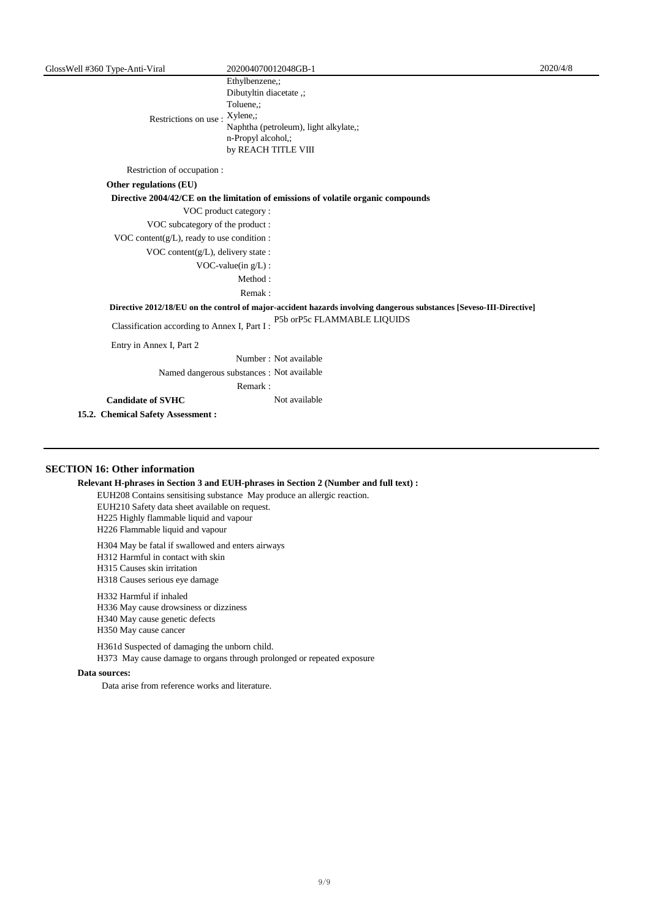Restrictions on use : Ethylbenzene,;
Dibutyltin diacetate ,;
Toluene,;
Xylene,;
Naphtha (petroleum), light alkylate,;
n-Propyl alcohol,;
by REACH TITLE VIII

Restriction of occupation :

**Other regulations (EU)**

**Directive 2004/42/CE on the limitation of emissions of volatile organic compounds**

VOC product category :

VOC subcategory of the product :

VOC content(g/L), ready to use condition :

VOC content(g/L), delivery state :

VOC-value(in g/L) :

Method :

Remak :

**Directive 2012/18/EU on the control of major-accident hazards involving dangerous substances [Seveso-III-Directive]**

Classification according to Annex I, Part I : P5b orP5c FLAMMABLE LIQUIDS

Entry in Annex I, Part 2

Number : Not available

Named dangerous substances : Not available

Remark :

**Candidate of SVHC** Not available

**15.2. Chemical Safety Assessment :**

## SECTION 16: Other information

**Relevant H-phrases in Section 3 and EUH-phrases in Section 2 (Number and full text) :**

EUH208 Contains sensitising substance May produce an allergic reaction.
EUH210 Safety data sheet available on request.
H225 Highly flammable liquid and vapour
H226 Flammable liquid and vapour

H304 May be fatal if swallowed and enters airways
H312 Harmful in contact with skin
H315 Causes skin irritation
H318 Causes serious eye damage

H332 Harmful if inhaled
H336 May cause drowsiness or dizziness
H340 May cause genetic defects
H350 May cause cancer

H361d Suspected of damaging the unborn child.
H373 May cause damage to organs through prolonged or repeated exposure

**Data sources:**

Data arise from reference works and literature.